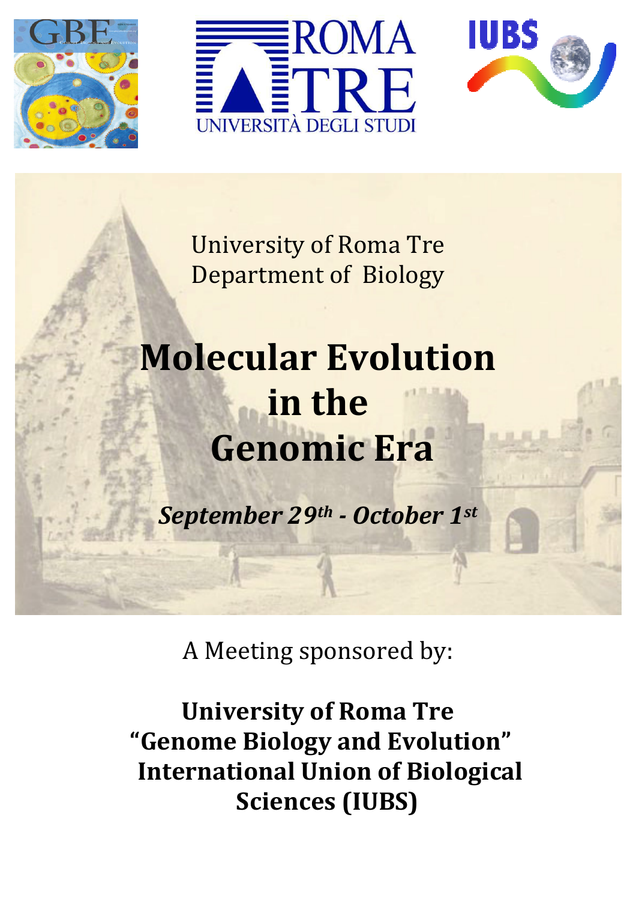University of Roma Tre
Department of Biology

# Molecular Evolution in the Genomic Era

***September 29th - October 1st***

A Meeting sponsored by:

**University of Roma Tre**
**"Genome Biology and Evolution"**
**International Union of Biological Sciences (IUBS)**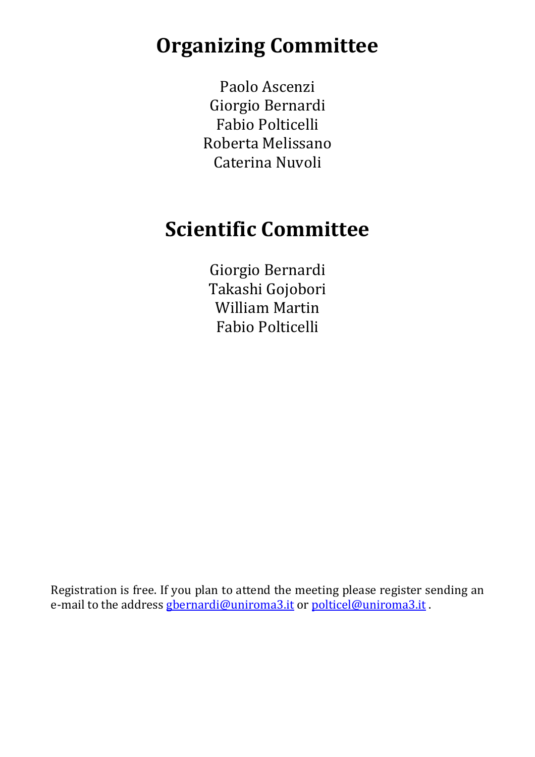# Organizing Committee

Paolo Ascenzi
Giorgio Bernardi
Fabio Polticelli
Roberta Melissano
Caterina Nuvoli

# Scientific Committee

Giorgio Bernardi
Takashi Gojobori
William Martin
Fabio Polticelli

Registration is free. If you plan to attend the meeting please register sending an e-mail to the address gbernardi@uniroma3.it or polticel@uniroma3.it .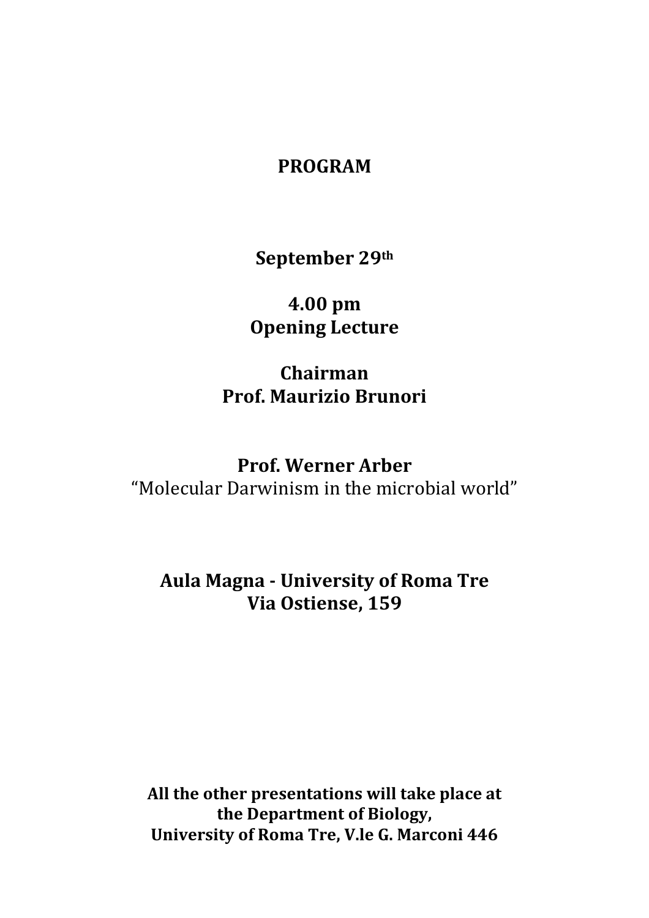# PROGRAM

**September 29th**

**4.00 pm**
**Opening Lecture**

**Chairman**
**Prof. Maurizio Brunori**

**Prof. Werner Arber**
"Molecular Darwinism in the microbial world"

**Aula Magna - University of Roma Tre**
**Via Ostiense, 159**

**All the other presentations will take place at the Department of Biology, University of Roma Tre, V.le G. Marconi 446**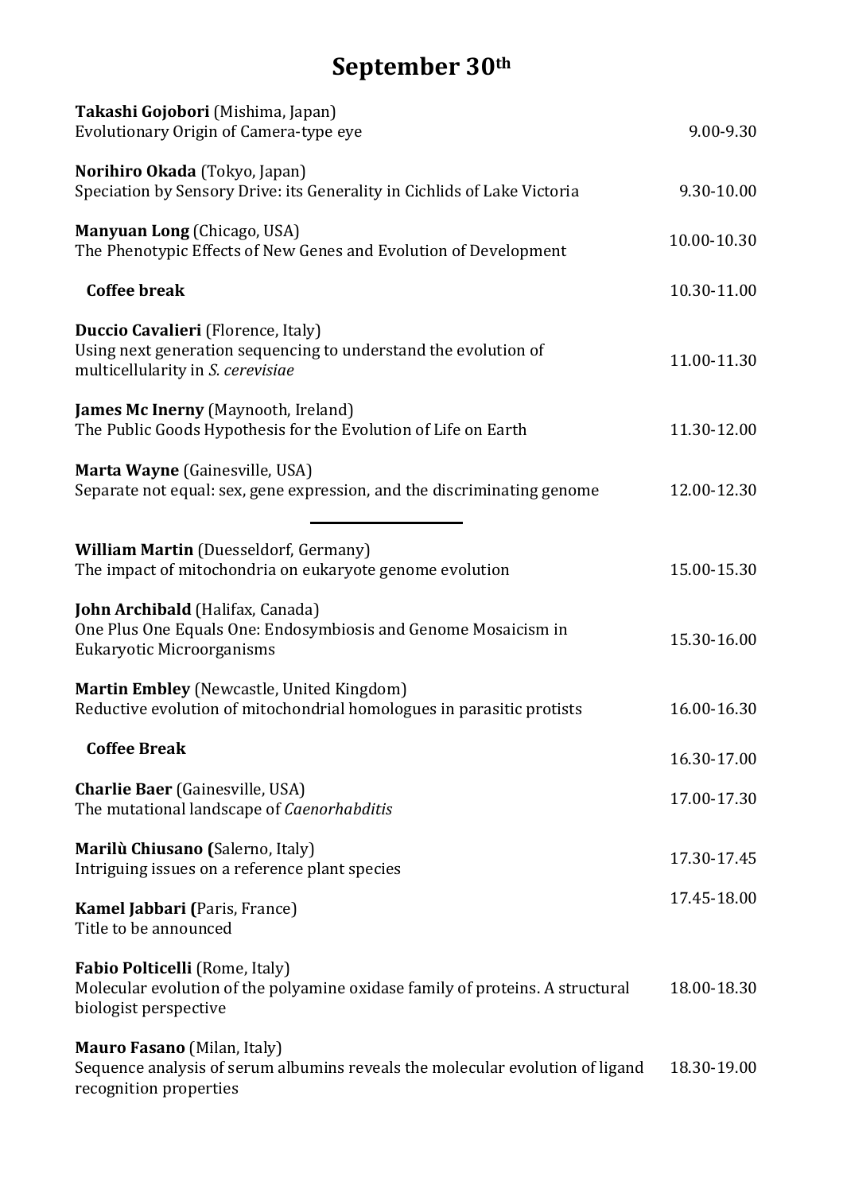# September 30[th]

| | |
|---|---|
| **Takashi Gojobori** (Mishima, Japan)<br>Evolutionary Origin of Camera-type eye | 9.00-9.30 |
| **Norihiro Okada** (Tokyo, Japan)<br>Speciation by Sensory Drive: its Generality in Cichlids of Lake Victoria | 9.30-10.00 |
| **Manyuan Long** (Chicago, USA)<br>The Phenotypic Effects of New Genes and Evolution of Development | 10.00-10.30 |
| **Coffee break** | 10.30-11.00 |
| **Duccio Cavalieri** (Florence, Italy)<br>Using next generation sequencing to understand the evolution of multicellularity in *S. cerevisiae* | 11.00-11.30 |
| **James Mc Inerny** (Maynooth, Ireland)<br>The Public Goods Hypothesis for the Evolution of Life on Earth | 11.30-12.00 |
| **Marta Wayne** (Gainesville, USA)<br>Separate not equal: sex, gene expression, and the discriminating genome | 12.00-12.30 |

---

| | |
|---|---|
| **William Martin** (Duesseldorf, Germany)<br>The impact of mitochondria on eukaryote genome evolution | 15.00-15.30 |
| **John Archibald** (Halifax, Canada)<br>One Plus One Equals One: Endosymbiosis and Genome Mosaicism in Eukaryotic Microorganisms | 15.30-16.00 |
| **Martin Embley** (Newcastle, United Kingdom)<br>Reductive evolution of mitochondrial homologues in parasitic protists | 16.00-16.30 |
| **Coffee Break** | 16.30-17.00 |
| **Charlie Baer** (Gainesville, USA)<br>The mutational landscape of *Caenorhabditis* | 17.00-17.30 |
| **Marilù Chiusano (**Salerno, Italy)<br>Intriguing issues on a reference plant species | 17.30-17.45 |
| **Kamel Jabbari (**Paris, France)<br>Title to be announced | 17.45-18.00 |
| **Fabio Polticelli** (Rome, Italy)<br>Molecular evolution of the polyamine oxidase family of proteins. A structural biologist perspective | 18.00-18.30 |
| **Mauro Fasano** (Milan, Italy)<br>Sequence analysis of serum albumins reveals the molecular evolution of ligand recognition properties | 18.30-19.00 |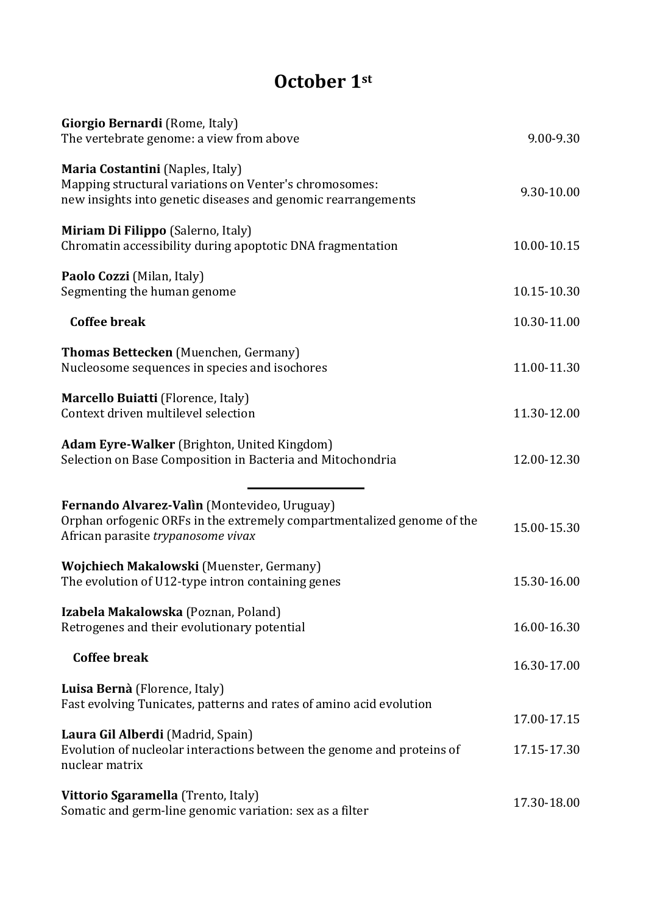# October 1st

**Giorgio Bernardi** (Rome, Italy)
The vertebrate genome: a view from above — 9.00-9.30

**Maria Costantini** (Naples, Italy)
Mapping structural variations on Venter's chromosomes:
new insights into genetic diseases and genomic rearrangements — 9.30-10.00

**Miriam Di Filippo** (Salerno, Italy)
Chromatin accessibility during apoptotic DNA fragmentation — 10.00-10.15

**Paolo Cozzi** (Milan, Italy)
Segmenting the human genome — 10.15-10.30

**Coffee break** — 10.30-11.00

**Thomas Bettecken** (Muenchen, Germany)
Nucleosome sequences in species and isochores — 11.00-11.30

**Marcello Buiatti** (Florence, Italy)
Context driven multilevel selection — 11.30-12.00

**Adam Eyre-Walker** (Brighton, United Kingdom)
Selection on Base Composition in Bacteria and Mitochondria — 12.00-12.30

---

**Fernando Alvarez-Valìn** (Montevideo, Uruguay)
Orphan orfogenic ORFs in the extremely compartmentalized genome of the African parasite *trypanosome vivax* — 15.00-15.30

**Wojchiech Makalowski** (Muenster, Germany)
The evolution of U12-type intron containing genes — 15.30-16.00

**Izabela Makalowska** (Poznan, Poland)
Retrogenes and their evolutionary potential — 16.00-16.30

**Coffee break** — 16.30-17.00

**Luisa Bernà** (Florence, Italy)
Fast evolving Tunicates, patterns and rates of amino acid evolution — 17.00-17.15

**Laura Gil Alberdi** (Madrid, Spain)
Evolution of nucleolar interactions between the genome and proteins of nuclear matrix — 17.15-17.30

**Vittorio Sgaramella** (Trento, Italy)
Somatic and germ-line genomic variation: sex as a filter — 17.30-18.00